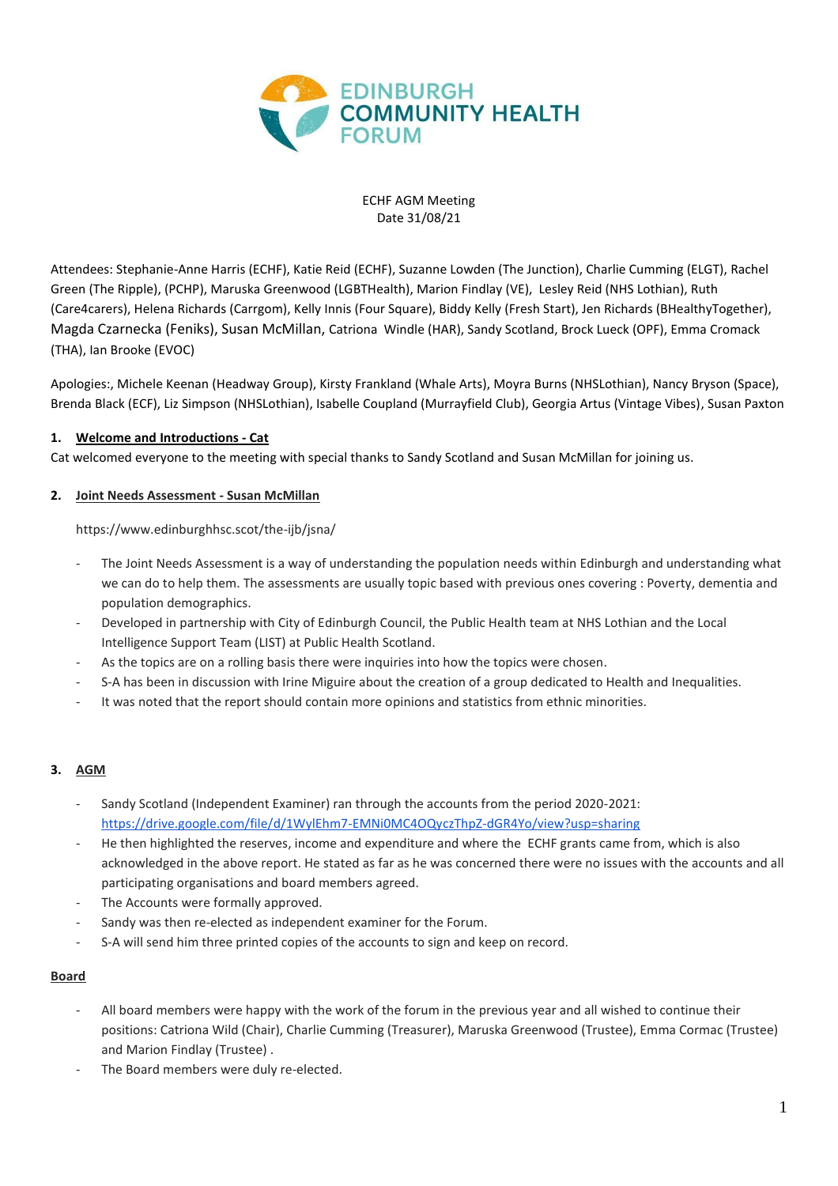EDINBURGH COMMUNITY HEALTH FORUM

ECHF AGM Meeting
Date 31/08/21

Attendees: Stephanie-Anne Harris (ECHF), Katie Reid (ECHF), Suzanne Lowden (The Junction), Charlie Cumming (ELGT), Rachel Green (The Ripple), (PCHP), Maruska Greenwood (LGBTHealth), Marion Findlay (VE), Lesley Reid (NHS Lothian), Ruth (Care4carers), Helena Richards (Carrgom), Kelly Innis (Four Square), Biddy Kelly (Fresh Start), Jen Richards (BHealthyTogether), Magda Czarnecka (Feniks), Susan McMillan, Catriona Windle (HAR), Sandy Scotland, Brock Lueck (OPF), Emma Cromack (THA), Ian Brooke (EVOC)

Apologies:, Michele Keenan (Headway Group), Kirsty Frankland (Whale Arts), Moyra Burns (NHSLothian), Nancy Bryson (Space), Brenda Black (ECF), Liz Simpson (NHSLothian), Isabelle Coupland (Murrayfield Club), Georgia Artus (Vintage Vibes), Susan Paxton

1. **Welcome and Introductions - Cat**

Cat welcomed everyone to the meeting with special thanks to Sandy Scotland and Susan McMillan for joining us.

2. **Joint Needs Assessment - Susan McMillan**

https://www.edinburghhsc.scot/the-ijb/jsna/

- The Joint Needs Assessment is a way of understanding the population needs within Edinburgh and understanding what we can do to help them. The assessments are usually topic based with previous ones covering : Poverty, dementia and population demographics.
- Developed in partnership with City of Edinburgh Council, the Public Health team at NHS Lothian and the Local Intelligence Support Team (LIST) at Public Health Scotland.
- As the topics are on a rolling basis there were inquiries into how the topics were chosen.
- S-A has been in discussion with Irine Miguire about the creation of a group dedicated to Health and Inequalities.
- It was noted that the report should contain more opinions and statistics from ethnic minorities.

3. **AGM**

- Sandy Scotland (Independent Examiner) ran through the accounts from the period 2020-2021: https://drive.google.com/file/d/1WylEhm7-EMNi0MC4OQyczThpZ-dGR4Yo/view?usp=sharing
- He then highlighted the reserves, income and expenditure and where the ECHF grants came from, which is also acknowledged in the above report. He stated as far as he was concerned there were no issues with the accounts and all participating organisations and board members agreed.
- The Accounts were formally approved.
- Sandy was then re-elected as independent examiner for the Forum.
- S-A will send him three printed copies of the accounts to sign and keep on record.

**Board**

- All board members were happy with the work of the forum in the previous year and all wished to continue their positions: Catriona Wild (Chair), Charlie Cumming (Treasurer), Maruska Greenwood (Trustee), Emma Cormac (Trustee) and Marion Findlay (Trustee) .
- The Board members were duly re-elected.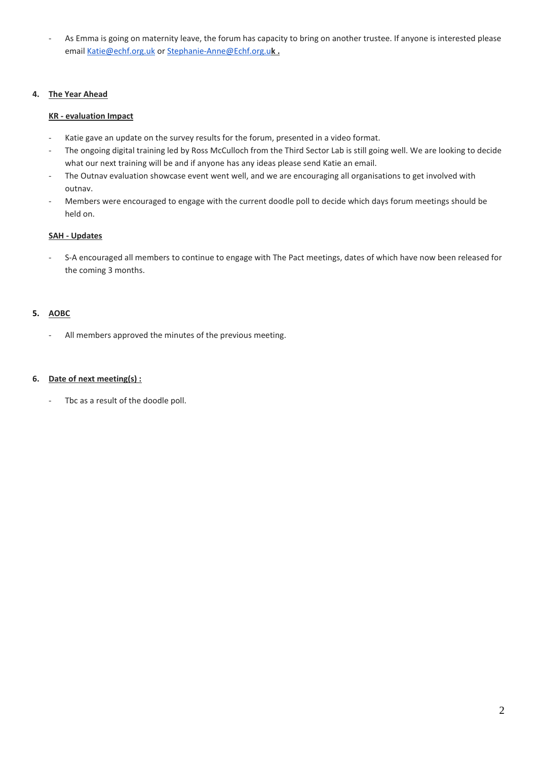- As Emma is going on maternity leave, the forum has capacity to bring on another trustee. If anyone is interested please email Katie@echf.org.uk or Stephanie-Anne@Echf.org.uk .

4. **The Year Ahead**

**KR - evaluation Impact**

- Katie gave an update on the survey results for the forum, presented in a video format.
- The ongoing digital training led by Ross McCulloch from the Third Sector Lab is still going well. We are looking to decide what our next training will be and if anyone has any ideas please send Katie an email.
- The Outnav evaluation showcase event went well, and we are encouraging all organisations to get involved with outnav.
- Members were encouraged to engage with the current doodle poll to decide which days forum meetings should be held on.

**SAH - Updates**

- S-A encouraged all members to continue to engage with The Pact meetings, dates of which have now been released for the coming 3 months.

5. **AOBC**

- All members approved the minutes of the previous meeting.

6. **Date of next meeting(s) :**

- Tbc as a result of the doodle poll.